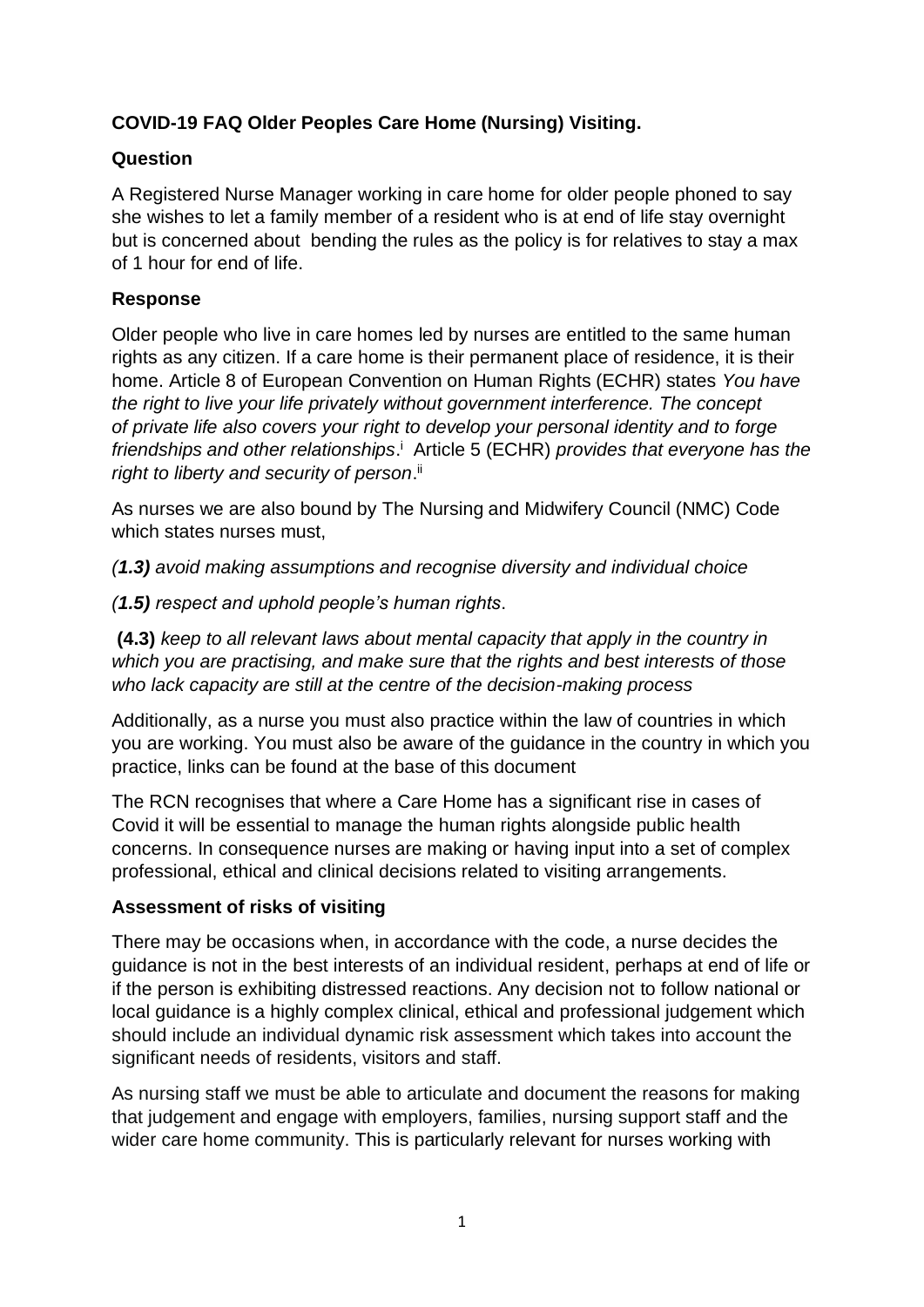**COVID-19 FAQ Older Peoples Care Home (Nursing) Visiting.**

**Question**

A Registered Nurse Manager working in care home for older people phoned to say she wishes to let a family member of a resident who is at end of life stay overnight but is concerned about bending the rules as the policy is for relatives to stay a max of 1 hour for end of life.

**Response**

Older people who live in care homes led by nurses are entitled to the same human rights as any citizen. If a care home is their permanent place of residence, it is their home. Article 8 of European Convention on Human Rights (ECHR) states *You have the right to live your life privately without government interference. The concept of private life also covers your right to develop your personal identity and to forge friendships and other relationships*.[i] Article 5 (ECHR) *provides that everyone has the right to liberty and security of person*.[ii]

As nurses we are also bound by The Nursing and Midwifery Council (NMC) Code which states nurses must,

*(**1.3**) avoid making assumptions and recognise diversity and individual choice*

*(**1.5**) respect and uphold people's human rights*.

**(4.3)** *keep to all relevant laws about mental capacity that apply in the country in which you are practising, and make sure that the rights and best interests of those who lack capacity are still at the centre of the decision-making process*

Additionally, as a nurse you must also practice within the law of countries in which you are working. You must also be aware of the guidance in the country in which you practice, links can be found at the base of this document

The RCN recognises that where a Care Home has a significant rise in cases of Covid it will be essential to manage the human rights alongside public health concerns. In consequence nurses are making or having input into a set of complex professional, ethical and clinical decisions related to visiting arrangements.

**Assessment of risks of visiting**

There may be occasions when, in accordance with the code, a nurse decides the guidance is not in the best interests of an individual resident, perhaps at end of life or if the person is exhibiting distressed reactions. Any decision not to follow national or local guidance is a highly complex clinical, ethical and professional judgement which should include an individual dynamic risk assessment which takes into account the significant needs of residents, visitors and staff.

As nursing staff we must be able to articulate and document the reasons for making that judgement and engage with employers, families, nursing support staff and the wider care home community. This is particularly relevant for nurses working with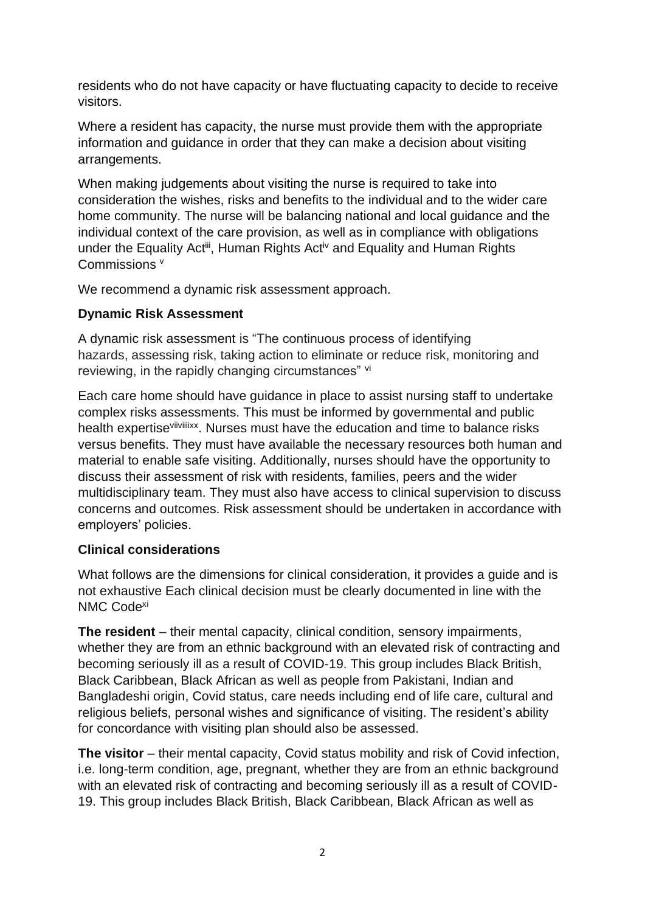residents who do not have capacity or have fluctuating capacity to decide to receive visitors.

Where a resident has capacity, the nurse must provide them with the appropriate information and guidance in order that they can make a decision about visiting arrangements.

When making judgements about visiting the nurse is required to take into consideration the wishes, risks and benefits to the individual and to the wider care home community. The nurse will be balancing national and local guidance and the individual context of the care provision, as well as in compliance with obligations under the Equality Act[iii], Human Rights Act[iv] and Equality and Human Rights Commissions [v]

We recommend a dynamic risk assessment approach.

**Dynamic Risk Assessment**

A dynamic risk assessment is "The continuous process of identifying hazards, assessing risk, taking action to eliminate or reduce risk, monitoring and reviewing, in the rapidly changing circumstances" [vi]

Each care home should have guidance in place to assist nursing staff to undertake complex risks assessments. This must be informed by governmental and public health expertise[vii,viii,ix,x]. Nurses must have the education and time to balance risks versus benefits. They must have available the necessary resources both human and material to enable safe visiting. Additionally, nurses should have the opportunity to discuss their assessment of risk with residents, families, peers and the wider multidisciplinary team. They must also have access to clinical supervision to discuss concerns and outcomes. Risk assessment should be undertaken in accordance with employers' policies.

**Clinical considerations**

What follows are the dimensions for clinical consideration, it provides a guide and is not exhaustive Each clinical decision must be clearly documented in line with the NMC Code[xi]

**The resident** – their mental capacity, clinical condition, sensory impairments, whether they are from an ethnic background with an elevated risk of contracting and becoming seriously ill as a result of COVID-19. This group includes Black British, Black Caribbean, Black African as well as people from Pakistani, Indian and Bangladeshi origin, Covid status, care needs including end of life care, cultural and religious beliefs, personal wishes and significance of visiting. The resident's ability for concordance with visiting plan should also be assessed.

**The visitor** – their mental capacity, Covid status mobility and risk of Covid infection, i.e. long-term condition, age, pregnant, whether they are from an ethnic background with an elevated risk of contracting and becoming seriously ill as a result of COVID-19. This group includes Black British, Black Caribbean, Black African as well as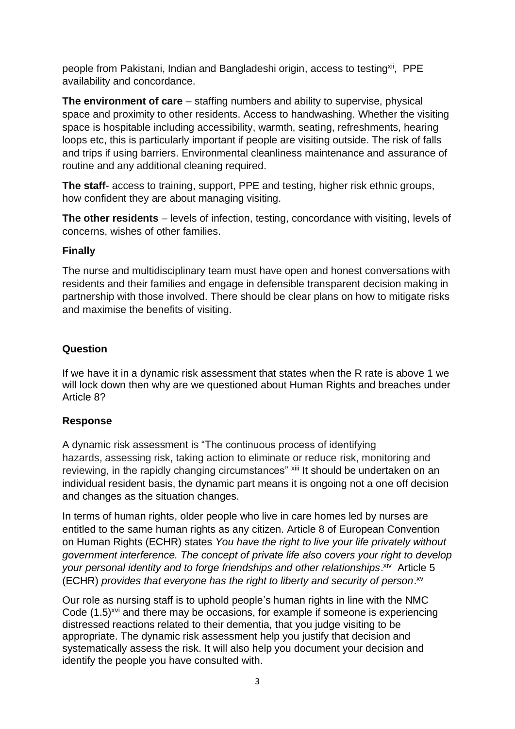people from Pakistani, Indian and Bangladeshi origin, access to testing[xii], PPE availability and concordance.

**The environment of care** – staffing numbers and ability to supervise, physical space and proximity to other residents. Access to handwashing. Whether the visiting space is hospitable including accessibility, warmth, seating, refreshments, hearing loops etc, this is particularly important if people are visiting outside. The risk of falls and trips if using barriers. Environmental cleanliness maintenance and assurance of routine and any additional cleaning required.

**The staff**- access to training, support, PPE and testing, higher risk ethnic groups, how confident they are about managing visiting.

**The other residents** – levels of infection, testing, concordance with visiting, levels of concerns, wishes of other families.

**Finally**

The nurse and multidisciplinary team must have open and honest conversations with residents and their families and engage in defensible transparent decision making in partnership with those involved. There should be clear plans on how to mitigate risks and maximise the benefits of visiting.

**Question**

If we have it in a dynamic risk assessment that states when the R rate is above 1 we will lock down then why are we questioned about Human Rights and breaches under Article 8?

**Response**

A dynamic risk assessment is "The continuous process of identifying hazards, assessing risk, taking action to eliminate or reduce risk, monitoring and reviewing, in the rapidly changing circumstances" [xiii] It should be undertaken on an individual resident basis, the dynamic part means it is ongoing not a one off decision and changes as the situation changes.

In terms of human rights, older people who live in care homes led by nurses are entitled to the same human rights as any citizen. Article 8 of European Convention on Human Rights (ECHR) states *You have the right to live your life privately without government interference. The concept of private life also covers your right to develop your personal identity and to forge friendships and other relationships*.[xiv] Article 5 (ECHR) *provides that everyone has the right to liberty and security of person*.[xv]

Our role as nursing staff is to uphold people's human rights in line with the NMC Code (1.5)[xvi] and there may be occasions, for example if someone is experiencing distressed reactions related to their dementia, that you judge visiting to be appropriate. The dynamic risk assessment help you justify that decision and systematically assess the risk. It will also help you document your decision and identify the people you have consulted with.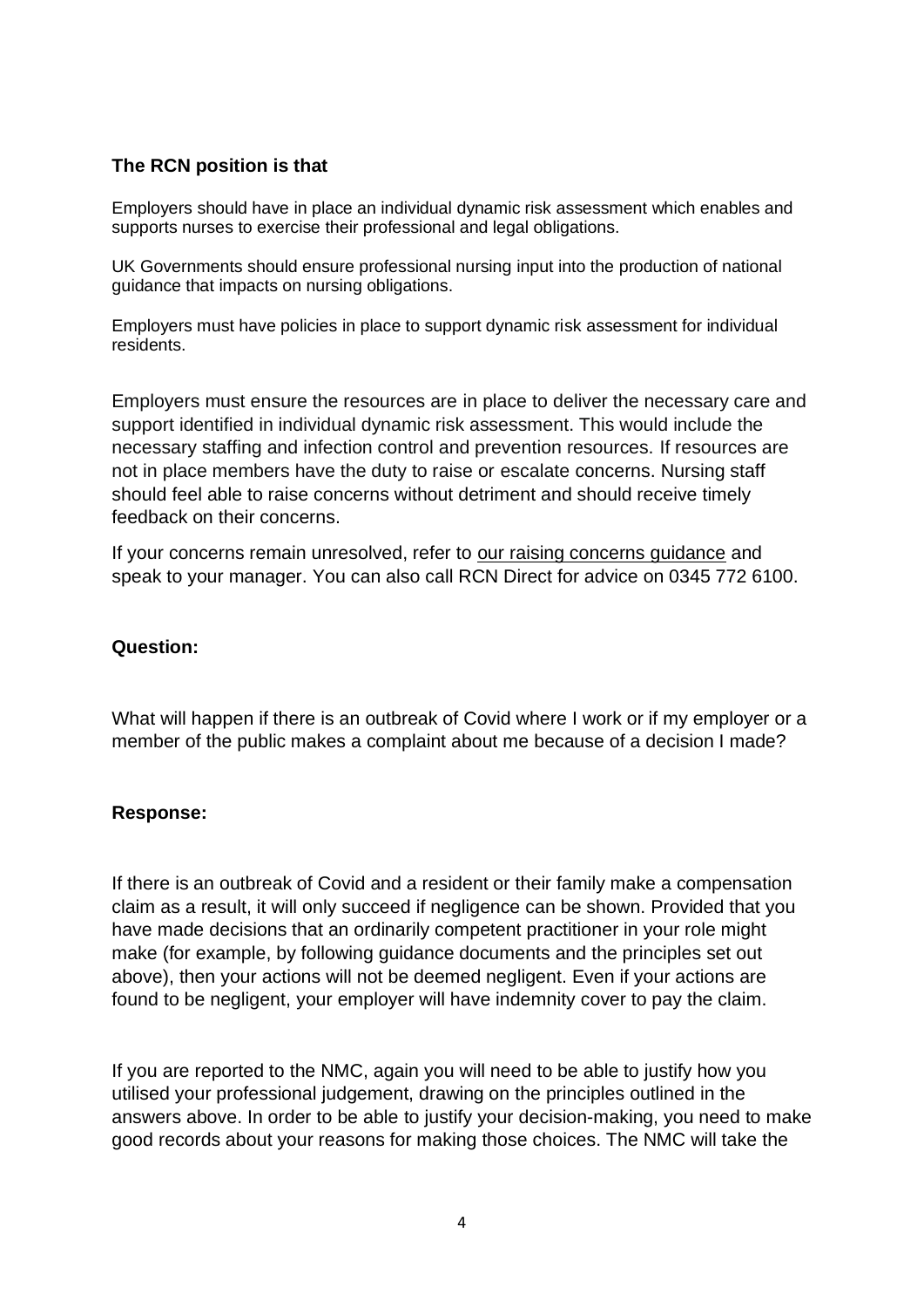**The RCN position is that**

Employers should have in place an individual dynamic risk assessment which enables and supports nurses to exercise their professional and legal obligations.

UK Governments should ensure professional nursing input into the production of national guidance that impacts on nursing obligations.

Employers must have policies in place to support dynamic risk assessment for individual residents.

Employers must ensure the resources are in place to deliver the necessary care and support identified in individual dynamic risk assessment. This would include the necessary staffing and infection control and prevention resources. If resources are not in place members have the duty to raise or escalate concerns. Nursing staff should feel able to raise concerns without detriment and should receive timely feedback on their concerns.

If your concerns remain unresolved, refer to our raising concerns guidance and speak to your manager. You can also call RCN Direct for advice on 0345 772 6100.

**Question:**

What will happen if there is an outbreak of Covid where I work or if my employer or a member of the public makes a complaint about me because of a decision I made?

**Response:**

If there is an outbreak of Covid and a resident or their family make a compensation claim as a result, it will only succeed if negligence can be shown. Provided that you have made decisions that an ordinarily competent practitioner in your role might make (for example, by following guidance documents and the principles set out above), then your actions will not be deemed negligent. Even if your actions are found to be negligent, your employer will have indemnity cover to pay the claim.

If you are reported to the NMC, again you will need to be able to justify how you utilised your professional judgement, drawing on the principles outlined in the answers above. In order to be able to justify your decision-making, you need to make good records about your reasons for making those choices. The NMC will take the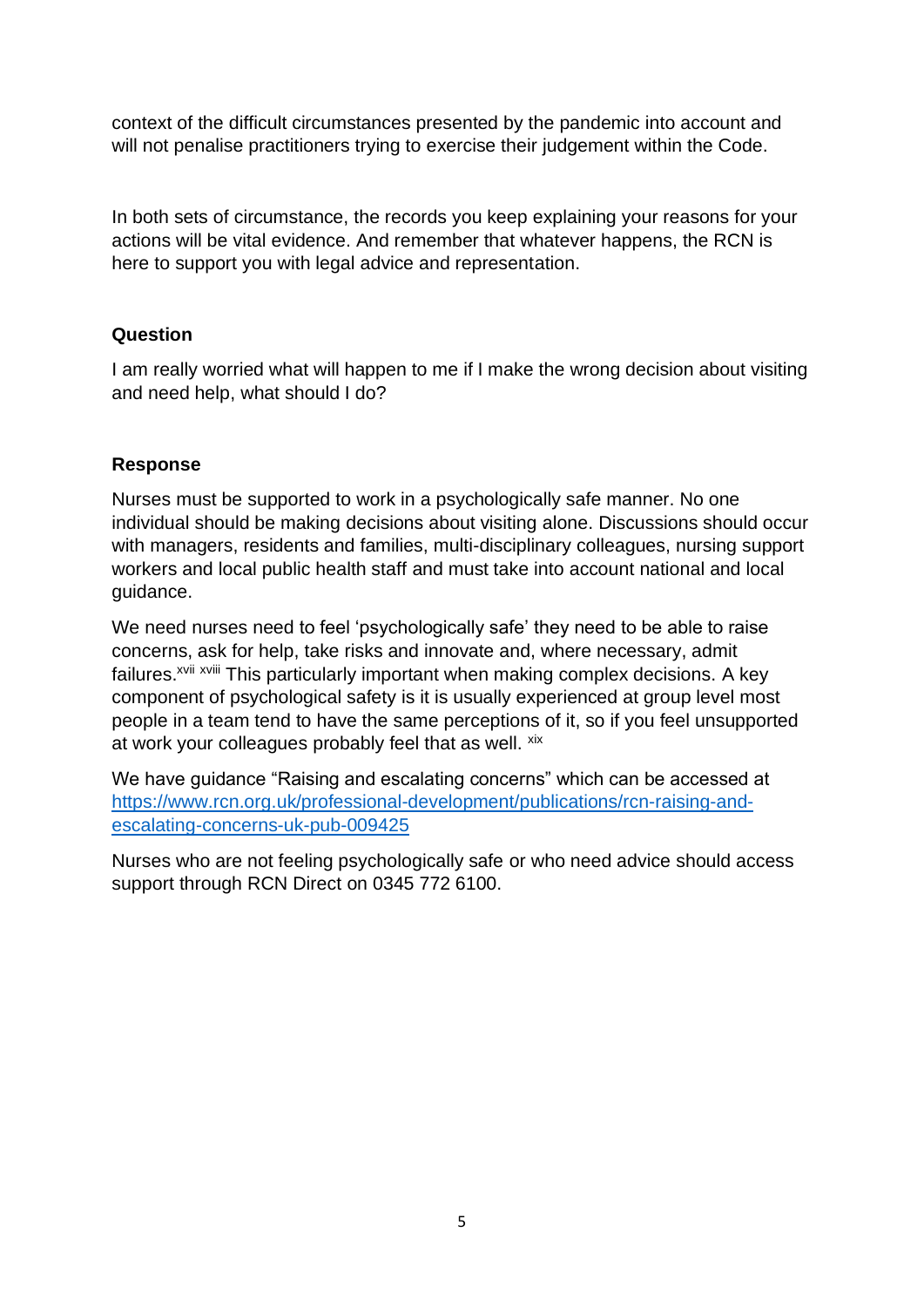context of the difficult circumstances presented by the pandemic into account and will not penalise practitioners trying to exercise their judgement within the Code.

In both sets of circumstance, the records you keep explaining your reasons for your actions will be vital evidence. And remember that whatever happens, the RCN is here to support you with legal advice and representation.

**Question**

I am really worried what will happen to me if I make the wrong decision about visiting and need help, what should I do?

**Response**

Nurses must be supported to work in a psychologically safe manner. No one individual should be making decisions about visiting alone. Discussions should occur with managers, residents and families, multi-disciplinary colleagues, nursing support workers and local public health staff and must take into account national and local guidance.

We need nurses need to feel 'psychologically safe' they need to be able to raise concerns, ask for help, take risks and innovate and, where necessary, admit failures.[xvii] [xviii] This particularly important when making complex decisions. A key component of psychological safety is it is usually experienced at group level most people in a team tend to have the same perceptions of it, so if you feel unsupported at work your colleagues probably feel that as well. [xix]

We have guidance "Raising and escalating concerns" which can be accessed at [https://www.rcn.org.uk/professional-development/publications/rcn-raising-and-escalating-concerns-uk-pub-009425](https://www.rcn.org.uk/professional-development/publications/rcn-raising-and-escalating-concerns-uk-pub-009425)

Nurses who are not feeling psychologically safe or who need advice should access support through RCN Direct on 0345 772 6100.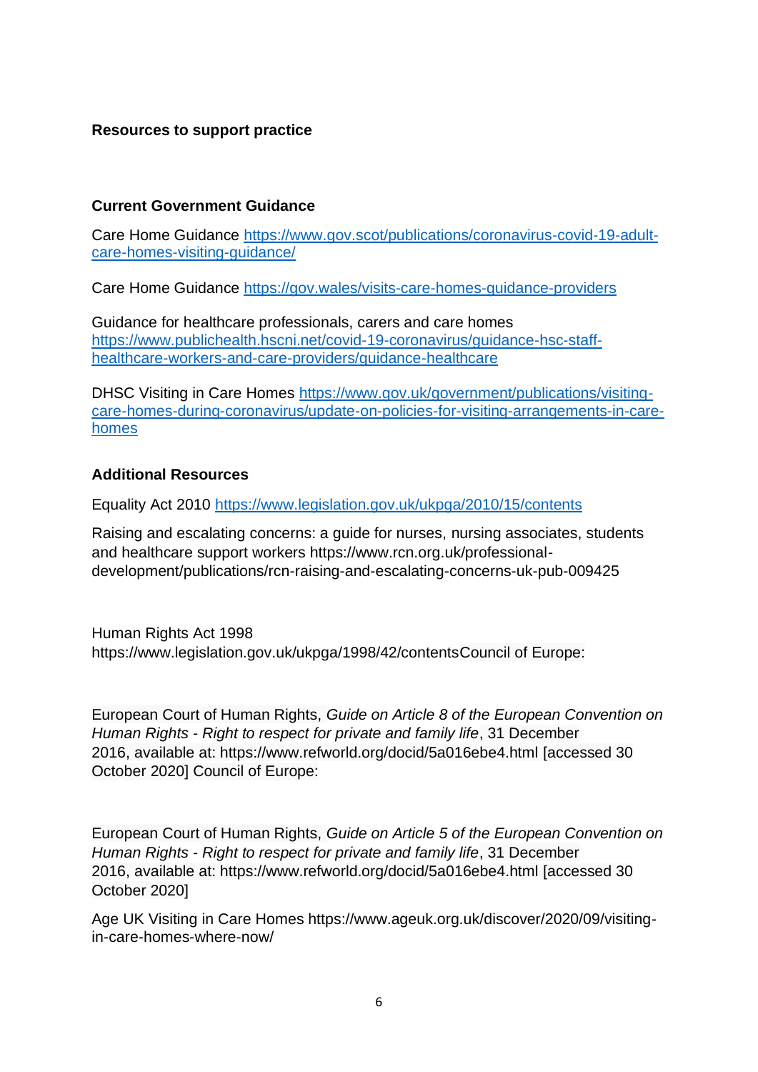**Resources to support practice**

**Current Government Guidance**

Care Home Guidance [https://www.gov.scot/publications/coronavirus-covid-19-adult-care-homes-visiting-guidance/](https://www.gov.scot/publications/coronavirus-covid-19-adult-care-homes-visiting-guidance/)

Care Home Guidance [https://gov.wales/visits-care-homes-guidance-providers](https://gov.wales/visits-care-homes-guidance-providers)

Guidance for healthcare professionals, carers and care homes [https://www.publichealth.hscni.net/covid-19-coronavirus/guidance-hsc-staff-healthcare-workers-and-care-providers/guidance-healthcare](https://www.publichealth.hscni.net/covid-19-coronavirus/guidance-hsc-staff-healthcare-workers-and-care-providers/guidance-healthcare)

DHSC Visiting in Care Homes [https://www.gov.uk/government/publications/visiting-care-homes-during-coronavirus/update-on-policies-for-visiting-arrangements-in-care-homes](https://www.gov.uk/government/publications/visiting-care-homes-during-coronavirus/update-on-policies-for-visiting-arrangements-in-care-homes)

**Additional Resources**

Equality Act 2010 [https://www.legislation.gov.uk/ukpga/2010/15/contents](https://www.legislation.gov.uk/ukpga/2010/15/contents)

Raising and escalating concerns: a guide for nurses, nursing associates, students and healthcare support workers https://www.rcn.org.uk/professional-development/publications/rcn-raising-and-escalating-concerns-uk-pub-009425

Human Rights Act 1998 https://www.legislation.gov.uk/ukpga/1998/42/contentsCouncil of Europe:

European Court of Human Rights, *Guide on Article 8 of the European Convention on Human Rights - Right to respect for private and family life*, 31 December 2016, available at: https://www.refworld.org/docid/5a016ebe4.html [accessed 30 October 2020] Council of Europe:

European Court of Human Rights, *Guide on Article 5 of the European Convention on Human Rights - Right to respect for private and family life*, 31 December 2016, available at: https://www.refworld.org/docid/5a016ebe4.html [accessed 30 October 2020]

Age UK Visiting in Care Homes https://www.ageuk.org.uk/discover/2020/09/visiting-in-care-homes-where-now/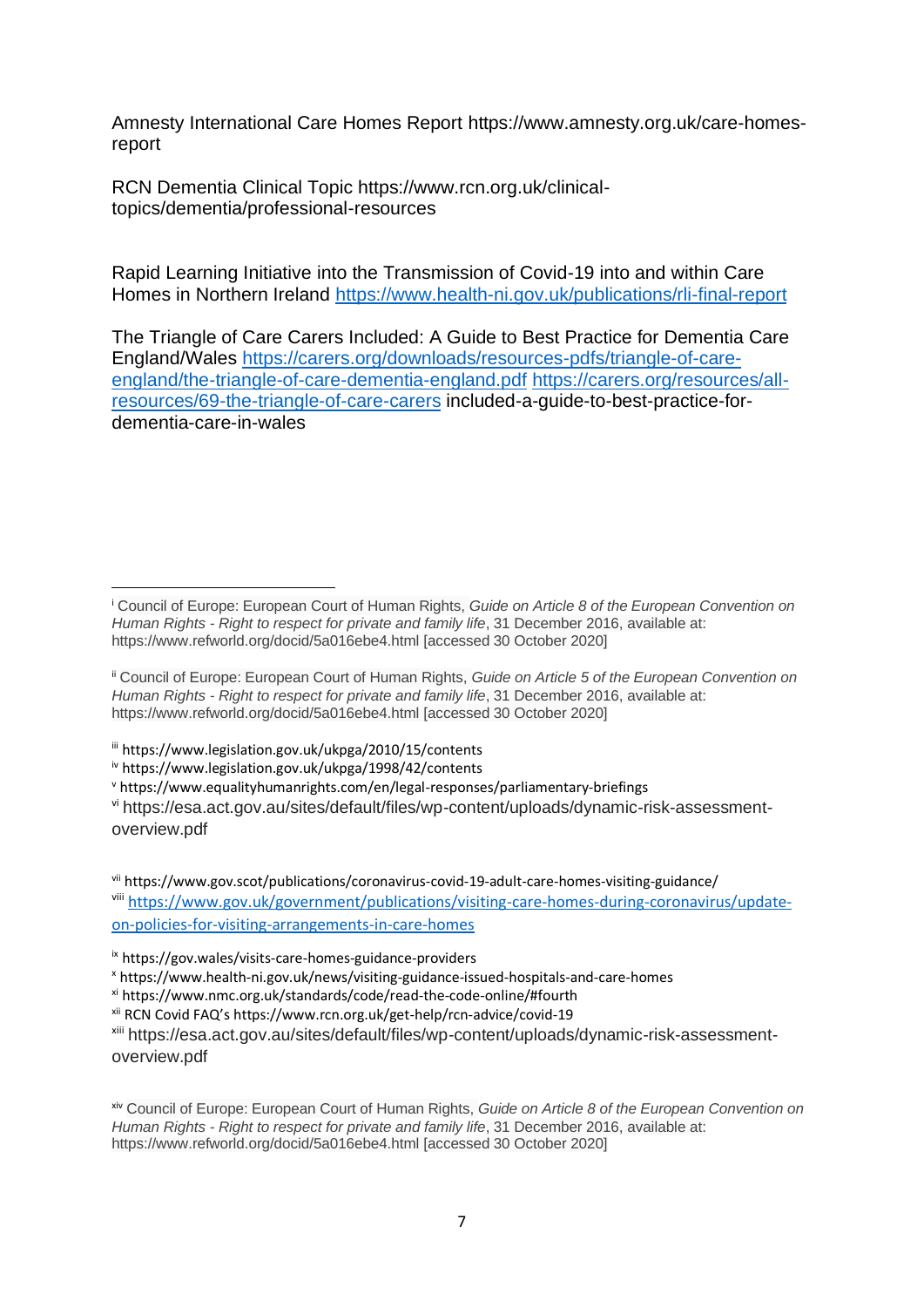Amnesty International Care Homes Report https://www.amnesty.org.uk/care-homes-report

RCN Dementia Clinical Topic https://www.rcn.org.uk/clinical-topics/dementia/professional-resources

Rapid Learning Initiative into the Transmission of Covid-19 into and within Care Homes in Northern Ireland https://www.health-ni.gov.uk/publications/rli-final-report

The Triangle of Care Carers Included: A Guide to Best Practice for Dementia Care England/Wales https://carers.org/downloads/resources-pdfs/triangle-of-care-england/the-triangle-of-care-dementia-england.pdf https://carers.org/resources/all-resources/69-the-triangle-of-care-carers included-a-guide-to-best-practice-for-dementia-care-in-wales

---

[i] Council of Europe: European Court of Human Rights, *Guide on Article 8 of the European Convention on Human Rights - Right to respect for private and family life*, 31 December 2016, available at: https://www.refworld.org/docid/5a016ebe4.html [accessed 30 October 2020]

[ii] Council of Europe: European Court of Human Rights, *Guide on Article 5 of the European Convention on Human Rights - Right to respect for private and family life*, 31 December 2016, available at: https://www.refworld.org/docid/5a016ebe4.html [accessed 30 October 2020]

[iii] https://www.legislation.gov.uk/ukpga/2010/15/contents

[iv] https://www.legislation.gov.uk/ukpga/1998/42/contents

[v] https://www.equalityhumanrights.com/en/legal-responses/parliamentary-briefings

[vi] https://esa.act.gov.au/sites/default/files/wp-content/uploads/dynamic-risk-assessment-overview.pdf

[vii] https://www.gov.scot/publications/coronavirus-covid-19-adult-care-homes-visiting-guidance/

[viii] https://www.gov.uk/government/publications/visiting-care-homes-during-coronavirus/update-on-policies-for-visiting-arrangements-in-care-homes

[ix] https://gov.wales/visits-care-homes-guidance-providers

[x] https://www.health-ni.gov.uk/news/visiting-guidance-issued-hospitals-and-care-homes

[xi] https://www.nmc.org.uk/standards/code/read-the-code-online/#fourth

[xii] RCN Covid FAQ's https://www.rcn.org.uk/get-help/rcn-advice/covid-19

[xiii] https://esa.act.gov.au/sites/default/files/wp-content/uploads/dynamic-risk-assessment-overview.pdf

[xiv] Council of Europe: European Court of Human Rights, *Guide on Article 8 of the European Convention on Human Rights - Right to respect for private and family life*, 31 December 2016, available at: https://www.refworld.org/docid/5a016ebe4.html [accessed 30 October 2020]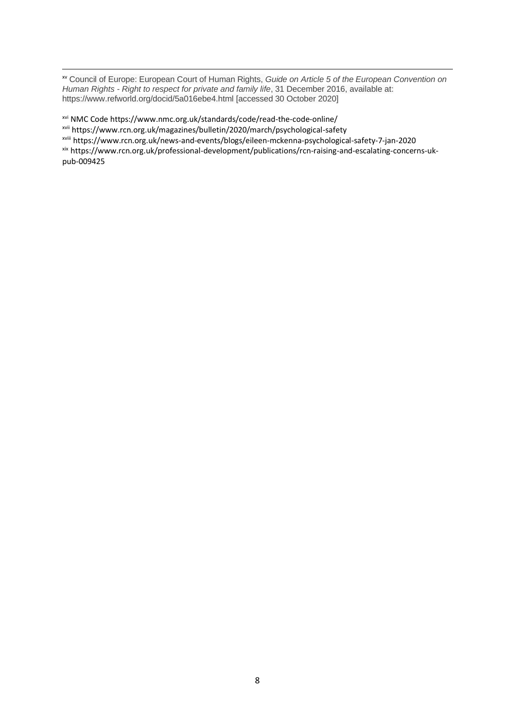[xv] Council of Europe: European Court of Human Rights, *Guide on Article 5 of the European Convention on Human Rights - Right to respect for private and family life*, 31 December 2016, available at: https://www.refworld.org/docid/5a016ebe4.html [accessed 30 October 2020]

[xvi] NMC Code https://www.nmc.org.uk/standards/code/read-the-code-online/

[xvii] https://www.rcn.org.uk/magazines/bulletin/2020/march/psychological-safety

[xviii] https://www.rcn.org.uk/news-and-events/blogs/eileen-mckenna-psychological-safety-7-jan-2020

[xix] https://www.rcn.org.uk/professional-development/publications/rcn-raising-and-escalating-concerns-uk-pub-009425